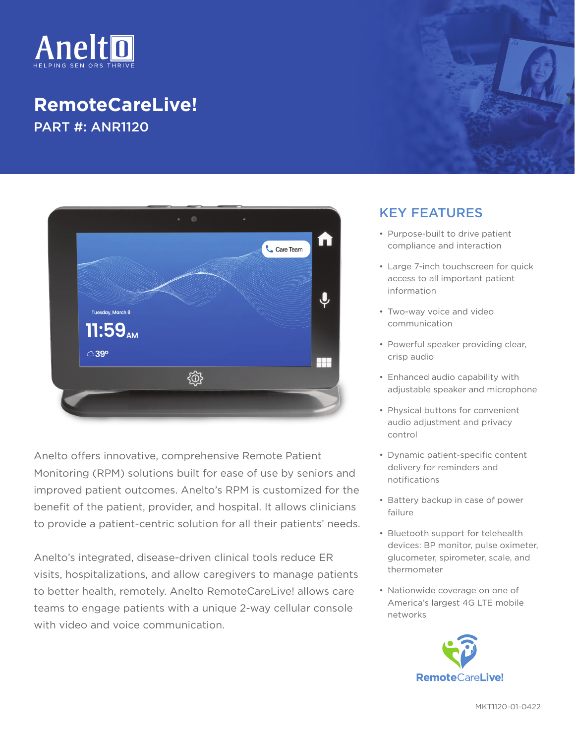Anelto

HELPING SENIORS THRIVE

# RemoteCareLive!

## PART #: ANR1120

Anelto offers innovative, comprehensive Remote Patient Monitoring (RPM) solutions built for ease of use by seniors and improved patient outcomes. Anelto's RPM is customized for the benefit of the patient, provider, and hospital. It allows clinicians to provide a patient-centric solution for all their patients' needs.

Anelto's integrated, disease-driven clinical tools reduce ER visits, hospitalizations, and allow caregivers to manage patients to better health, remotely. Anelto RemoteCareLive! allows care teams to engage patients with a unique 2-way cellular console with video and voice communication.

## KEY FEATURES

- Purpose-built to drive patient compliance and interaction
- Large 7-inch touchscreen for quick access to all important patient information
- Two-way voice and video communication
- Powerful speaker providing clear, crisp audio
- Enhanced audio capability with adjustable speaker and microphone
- Physical buttons for convenient audio adjustment and privacy control
- Dynamic patient-specific content delivery for reminders and notifications
- Battery backup in case of power failure
- Bluetooth support for telehealth devices: BP monitor, pulse oximeter, glucometer, spirometer, scale, and thermometer
- Nationwide coverage on one of America's largest 4G LTE mobile networks

RemoteCareLive!

MKT1120-01-0422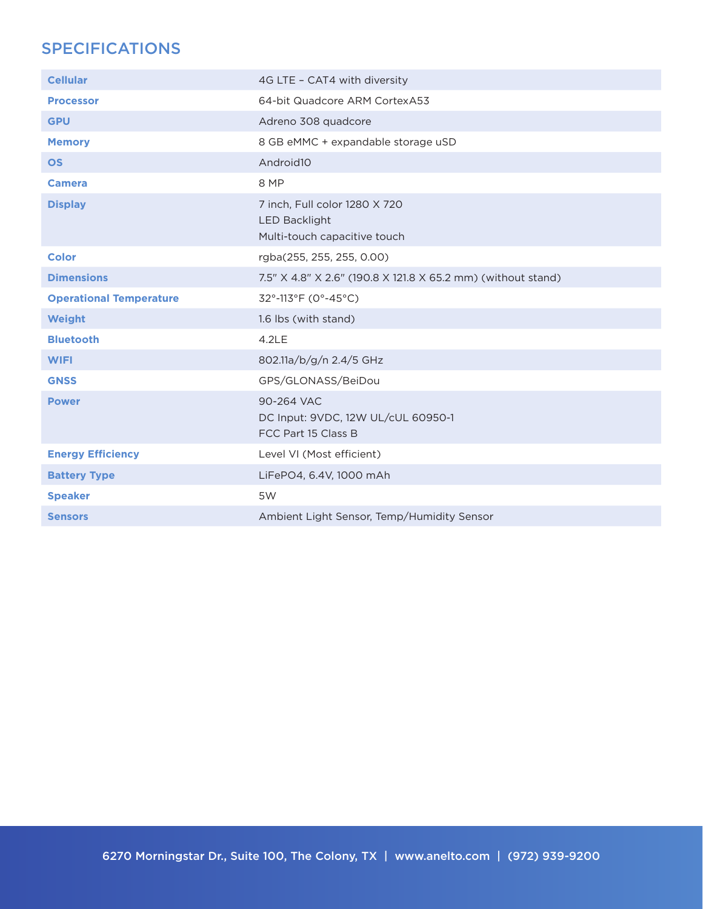## SPECIFICATIONS

| | |
|---|---|
| **Cellular** | 4G LTE – CAT4 with diversity |
| **Processor** | 64-bit Quadcore ARM CortexA53 |
| **GPU** | Adreno 308 quadcore |
| **Memory** | 8 GB eMMC + expandable storage uSD |
| **OS** | Android10 |
| **Camera** | 8 MP |
| **Display** | 7 inch, Full color 1280 X 720<br>LED Backlight<br>Multi-touch capacitive touch |
| **Color** | rgba(255, 255, 255, 0.00) |
| **Dimensions** | 7.5" X 4.8" X 2.6" (190.8 X 121.8 X 65.2 mm) (without stand) |
| **Operational Temperature** | 32°-113°F (0°-45°C) |
| **Weight** | 1.6 lbs (with stand) |
| **Bluetooth** | 4.2LE |
| **WIFI** | 802.11a/b/g/n 2.4/5 GHz |
| **GNSS** | GPS/GLONASS/BeiDou |
| **Power** | 90-264 VAC<br>DC Input: 9VDC, 12W UL/cUL 60950-1<br>FCC Part 15 Class B |
| **Energy Efficiency** | Level VI (Most efficient) |
| **Battery Type** | LiFePO4, 6.4V, 1000 mAh |
| **Speaker** | 5W |
| **Sensors** | Ambient Light Sensor, Temp/Humidity Sensor |

6270 Morningstar Dr., Suite 100, The Colony, TX | www.anelto.com | (972) 939-9200